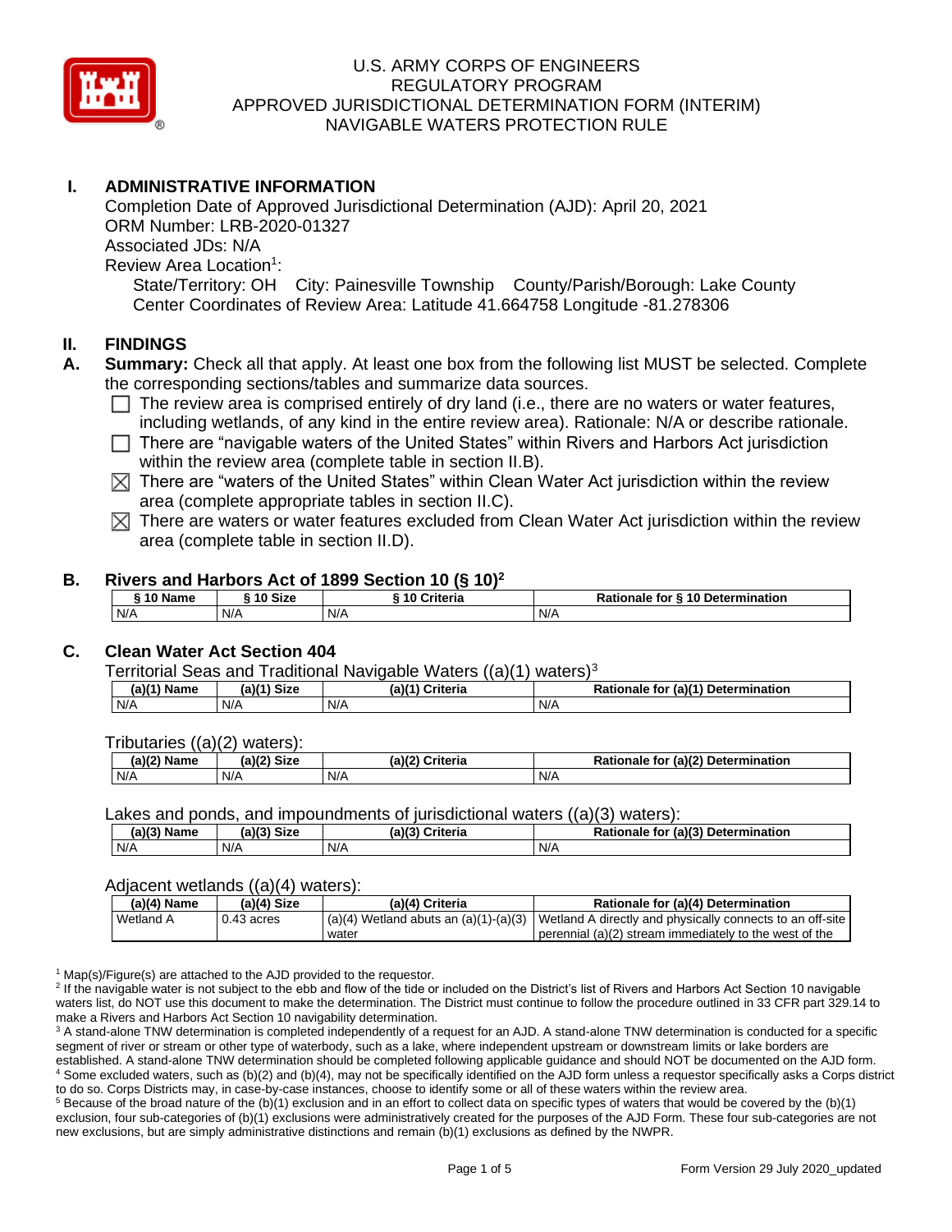U.S. ARMY CORPS OF ENGINEERS
REGULATORY PROGRAM
APPROVED JURISDICTIONAL DETERMINATION FORM (INTERIM)
NAVIGABLE WATERS PROTECTION RULE

## I. ADMINISTRATIVE INFORMATION

Completion Date of Approved Jurisdictional Determination (AJD): April 20, 2021
ORM Number: LRB-2020-01327
Associated JDs: N/A
Review Area Location[1]:
State/Territory: OH City: Painesville Township County/Parish/Borough: Lake County
Center Coordinates of Review Area: Latitude 41.664758 Longitude -81.278306

## II. FINDINGS

**A. Summary:** Check all that apply. At least one box from the following list MUST be selected. Complete the corresponding sections/tables and summarize data sources.

- ☐ The review area is comprised entirely of dry land (i.e., there are no waters or water features, including wetlands, of any kind in the entire review area). Rationale: N/A or describe rationale.
- ☐ There are "navigable waters of the United States" within Rivers and Harbors Act jurisdiction within the review area (complete table in section II.B).
- ☒ There are "waters of the United States" within Clean Water Act jurisdiction within the review area (complete appropriate tables in section II.C).
- ☒ There are waters or water features excluded from Clean Water Act jurisdiction within the review area (complete table in section II.D).

**B. Rivers and Harbors Act of 1899 Section 10 (§ 10)[2]**

| § 10 Name | § 10 Size | § 10 Criteria | Rationale for § 10 Determination |
|---|---|---|---|
| N/A | N/A | N/A | N/A |

**C. Clean Water Act Section 404**

Territorial Seas and Traditional Navigable Waters ((a)(1) waters)[3]

| (a)(1) Name | (a)(1) Size | (a)(1) Criteria | Rationale for (a)(1) Determination |
|---|---|---|---|
| N/A | N/A | N/A | N/A |

Tributaries ((a)(2) waters):

| (a)(2) Name | (a)(2) Size | (a)(2) Criteria | Rationale for (a)(2) Determination |
|---|---|---|---|
| N/A | N/A | N/A | N/A |

Lakes and ponds, and impoundments of jurisdictional waters ((a)(3) waters):

| (a)(3) Name | (a)(3) Size | (a)(3) Criteria | Rationale for (a)(3) Determination |
|---|---|---|---|
| N/A | N/A | N/A | N/A |

Adjacent wetlands ((a)(4) waters):

| (a)(4) Name | (a)(4) Size | (a)(4) Criteria | Rationale for (a)(4) Determination |
|---|---|---|---|
| Wetland A | 0.43 acres | (a)(4) Wetland abuts an (a)(1)-(a)(3) water | Wetland A directly and physically connects to an off-site perennial (a)(2) stream immediately to the west of the |

[1] Map(s)/Figure(s) are attached to the AJD provided to the requestor.
[2] If the navigable water is not subject to the ebb and flow of the tide or included on the District's list of Rivers and Harbors Act Section 10 navigable waters list, do NOT use this document to make the determination. The District must continue to follow the procedure outlined in 33 CFR part 329.14 to make a Rivers and Harbors Act Section 10 navigability determination.
[3] A stand-alone TNW determination is completed independently of a request for an AJD. A stand-alone TNW determination is conducted for a specific segment of river or stream or other type of waterbody, such as a lake, where independent upstream or downstream limits or lake borders are established. A stand-alone TNW determination should be completed following applicable guidance and should NOT be documented on the AJD form.
[4] Some excluded waters, such as (b)(2) and (b)(4), may not be specifically identified on the AJD form unless a requestor specifically asks a Corps district to do so. Corps Districts may, in case-by-case instances, choose to identify some or all of these waters within the review area.
[5] Because of the broad nature of the (b)(1) exclusion and in an effort to collect data on specific types of waters that would be covered by the (b)(1) exclusion, four sub-categories of (b)(1) exclusions were administratively created for the purposes of the AJD Form. These four sub-categories are not new exclusions, but are simply administrative distinctions and remain (b)(1) exclusions as defined by the NWPR.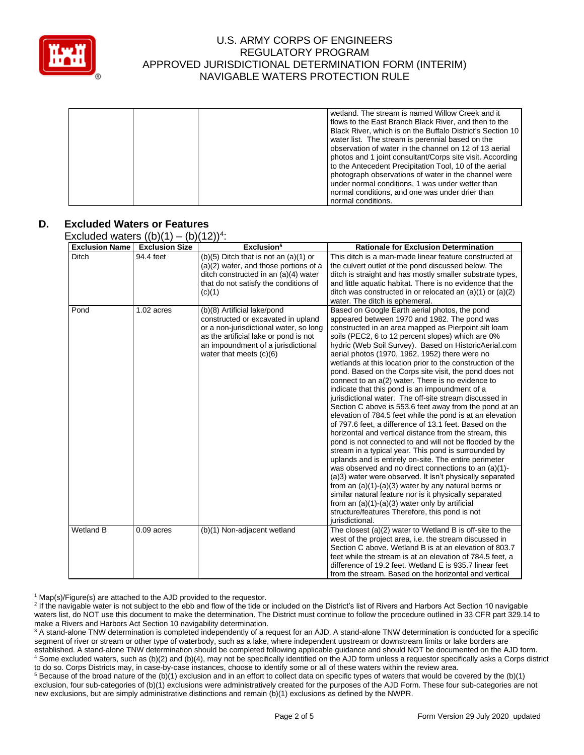| | | | |
|---|---|---|---|
| | | | wetland. The stream is named Willow Creek and it flows to the East Branch Black River, and then to the Black River, which is on the Buffalo District's Section 10 water list. The stream is perennial based on the observation of water in the channel on 12 of 13 aerial photos and 1 joint consultant/Corps site visit. According to the Antecedent Precipitation Tool, 10 of the aerial photograph observations of water in the channel were under normal conditions, 1 was under wetter than normal conditions, and one was under drier than normal conditions. |

## D. Excluded Waters or Features

Excluded waters ((b)(1) – (b)(12))[4]:

| Exclusion Name | Exclusion Size | Exclusion[5] | Rationale for Exclusion Determination |
|---|---|---|---|
| Ditch | 94.4 feet | (b)(5) Ditch that is not an (a)(1) or (a)(2) water, and those portions of a ditch constructed in an (a)(4) water that do not satisfy the conditions of (c)(1) | This ditch is a man-made linear feature constructed at the culvert outlet of the pond discussed below. The ditch is straight and has mostly smaller substrate types, and little aquatic habitat. There is no evidence that the ditch was constructed in or relocated an (a)(1) or (a)(2) water. The ditch is ephemeral. |
| Pond | 1.02 acres | (b)(8) Artificial lake/pond constructed or excavated in upland or a non-jurisdictional water, so long as the artificial lake or pond is not an impoundment of a jurisdictional water that meets (c)(6) | Based on Google Earth aerial photos, the pond appeared between 1970 and 1982. The pond was constructed in an area mapped as Pierpoint silt loam soils (PEC2, 6 to 12 percent slopes) which are 0% hydric (Web Soil Survey). Based on HistoricAerial.com aerial photos (1970, 1962, 1952) there were no wetlands at this location prior to the construction of the pond. Based on the Corps site visit, the pond does not connect to an a(2) water. There is no evidence to indicate that this pond is an impoundment of a jurisdictional water. The off-site stream discussed in Section C above is 553.6 feet away from the pond at an elevation of 784.5 feet while the pond is at an elevation of 797.6 feet, a difference of 13.1 feet. Based on the horizontal and vertical distance from the stream, this pond is not connected to and will not be flooded by the stream in a typical year. This pond is surrounded by uplands and is entirely on-site. The entire perimeter was observed and no direct connections to an (a)(1)-(a)3) water were observed. It isn't physically separated from an (a)(1)-(a)(3) water by any natural berms or similar natural feature nor is it physically separated from an (a)(1)-(a)(3) water only by artificial structure/features Therefore, this pond is not jurisdictional. |
| Wetland B | 0.09 acres | (b)(1) Non-adjacent wetland | The closest (a)(2) water to Wetland B is off-site to the west of the project area, i.e. the stream discussed in Section C above. Wetland B is at an elevation of 803.7 feet while the stream is at an elevation of 784.5 feet, a difference of 19.2 feet. Wetland E is 935.7 linear feet from the stream. Based on the horizontal and vertical |

[1] Map(s)/Figure(s) are attached to the AJD provided to the requestor.

[2] If the navigable water is not subject to the ebb and flow of the tide or included on the District's list of Rivers and Harbors Act Section 10 navigable waters list, do NOT use this document to make the determination. The District must continue to follow the procedure outlined in 33 CFR part 329.14 to make a Rivers and Harbors Act Section 10 navigability determination.

[3] A stand-alone TNW determination is completed independently of a request for an AJD. A stand-alone TNW determination is conducted for a specific segment of river or stream or other type of waterbody, such as a lake, where independent upstream or downstream limits or lake borders are established. A stand-alone TNW determination should be completed following applicable guidance and should NOT be documented on the AJD form.

[4] Some excluded waters, such as (b)(2) and (b)(4), may not be specifically identified on the AJD form unless a requestor specifically asks a Corps district to do so. Corps Districts may, in case-by-case instances, choose to identify some or all of these waters within the review area.

[5] Because of the broad nature of the (b)(1) exclusion and in an effort to collect data on specific types of waters that would be covered by the (b)(1) exclusion, four sub-categories of (b)(1) exclusions were administratively created for the purposes of the AJD Form. These four sub-categories are not new exclusions, but are simply administrative distinctions and remain (b)(1) exclusions as defined by the NWPR.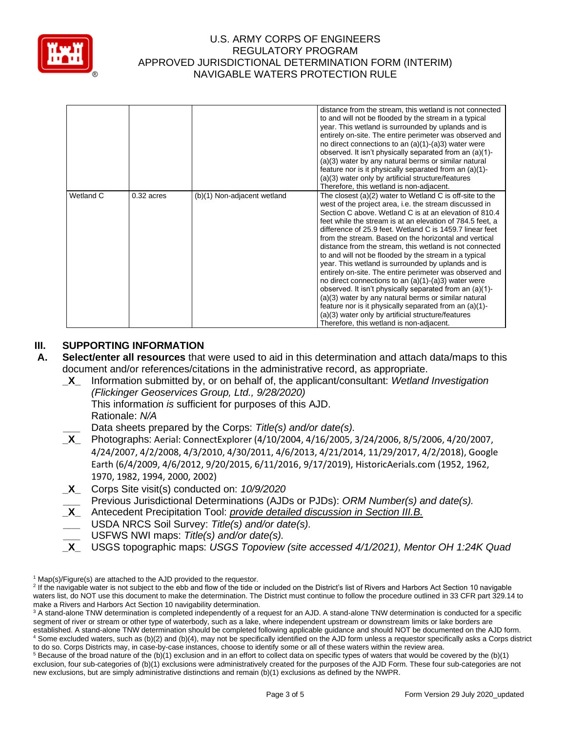| | | | |
|---|---|---|---|
| | | | distance from the stream, this wetland is not connected to and will not be flooded by the stream in a typical year. This wetland is surrounded by uplands and is entirely on-site. The entire perimeter was observed and no direct connections to an (a)(1)-(a)3) water were observed. It isn't physically separated from an (a)(1)-(a)(3) water by any natural berms or similar natural feature nor is it physically separated from an (a)(1)-(a)(3) water only by artificial structure/features Therefore, this wetland is non-adjacent. |
| Wetland C | 0.32 acres | (b)(1) Non-adjacent wetland | The closest (a)(2) water to Wetland C is off-site to the west of the project area, i.e. the stream discussed in Section C above. Wetland C is at an elevation of 810.4 feet while the stream is at an elevation of 784.5 feet, a difference of 25.9 feet. Wetland C is 1459.7 linear feet from the stream. Based on the horizontal and vertical distance from the stream, this wetland is not connected to and will not be flooded by the stream in a typical year. This wetland is surrounded by uplands and is entirely on-site. The entire perimeter was observed and no direct connections to an (a)(1)-(a)3) water were observed. It isn't physically separated from an (a)(1)-(a)(3) water by any natural berms or similar natural feature nor is it physically separated from an (a)(1)-(a)(3) water only by artificial structure/features Therefore, this wetland is non-adjacent. |

## III. SUPPORTING INFORMATION

**A. Select/enter all resources** that were used to aid in this determination and attach data/maps to this document and/or references/citations in the administrative record, as appropriate.

_X_ Information submitted by, or on behalf of, the applicant/consultant: *Wetland Investigation (Flickinger Geoservices Group, Ltd., 9/28/2020)*
This information *is* sufficient for purposes of this AJD.
Rationale: *N/A*

___ Data sheets prepared by the Corps: *Title(s) and/or date(s).*

_X_ Photographs: Aerial: ConnectExplorer (4/10/2004, 4/16/2005, 3/24/2006, 8/5/2006, 4/20/2007, 4/24/2007, 4/2/2008, 4/3/2010, 4/30/2011, 4/6/2013, 4/21/2014, 11/29/2017, 4/2/2018), Google Earth (6/4/2009, 4/6/2012, 9/20/2015, 6/11/2016, 9/17/2019), HistoricAerials.com (1952, 1962, 1970, 1982, 1994, 2000, 2002)

_X_ Corps Site visit(s) conducted on: *10/9/2020*

___ Previous Jurisdictional Determinations (AJDs or PJDs): *ORM Number(s) and date(s).*

_X_ Antecedent Precipitation Tool: *provide detailed discussion in Section III.B.*

___ USDA NRCS Soil Survey: *Title(s) and/or date(s).*

___ USFWS NWI maps: *Title(s) and/or date(s).*

_X_ USGS topographic maps: *USGS Topoview (site accessed 4/1/2021), Mentor OH 1:24K Quad*

[1] Map(s)/Figure(s) are attached to the AJD provided to the requestor.
[2] If the navigable water is not subject to the ebb and flow of the tide or included on the District's list of Rivers and Harbors Act Section 10 navigable waters list, do NOT use this document to make the determination. The District must continue to follow the procedure outlined in 33 CFR part 329.14 to make a Rivers and Harbors Act Section 10 navigability determination.
[3] A stand-alone TNW determination is completed independently of a request for an AJD. A stand-alone TNW determination is conducted for a specific segment of river or stream or other type of waterbody, such as a lake, where independent upstream or downstream limits or lake borders are established. A stand-alone TNW determination should be completed following applicable guidance and should NOT be documented on the AJD form.
[4] Some excluded waters, such as (b)(2) and (b)(4), may not be specifically identified on the AJD form unless a requestor specifically asks a Corps district to do so. Corps Districts may, in case-by-case instances, choose to identify some or all of these waters within the review area.
[5] Because of the broad nature of the (b)(1) exclusion and in an effort to collect data on specific types of waters that would be covered by the (b)(1) exclusion, four sub-categories of (b)(1) exclusions were administratively created for the purposes of the AJD Form. These four sub-categories are not new exclusions, but are simply administrative distinctions and remain (b)(1) exclusions as defined by the NWPR.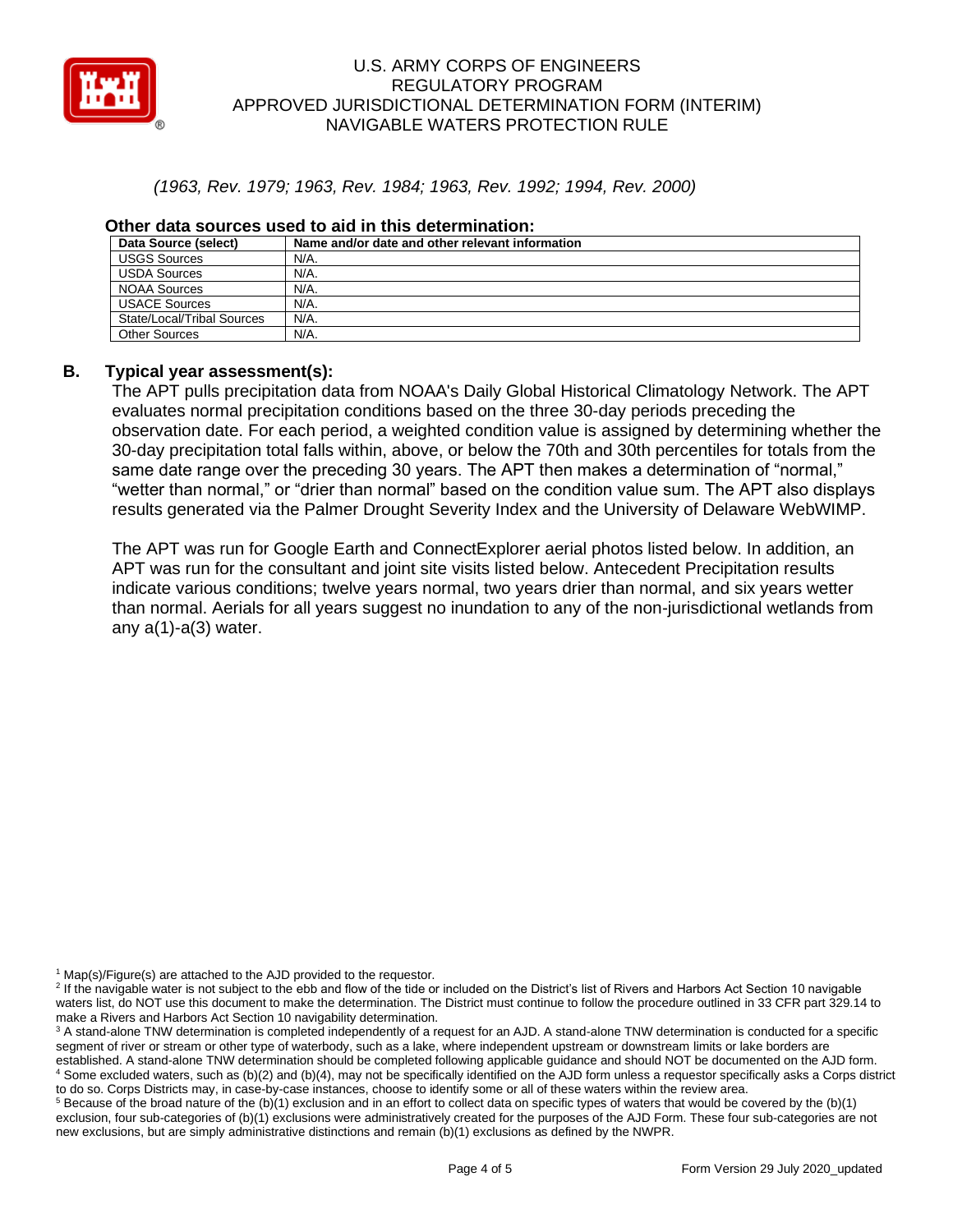*(1963, Rev. 1979; 1963, Rev. 1984; 1963, Rev. 1992; 1994, Rev. 2000)*

**Other data sources used to aid in this determination:**

| Data Source (select) | Name and/or date and other relevant information |
|---|---|
| USGS Sources | N/A. |
| USDA Sources | N/A. |
| NOAA Sources | N/A. |
| USACE Sources | N/A. |
| State/Local/Tribal Sources | N/A. |
| Other Sources | N/A. |

## B. Typical year assessment(s):

The APT pulls precipitation data from NOAA's Daily Global Historical Climatology Network. The APT evaluates normal precipitation conditions based on the three 30-day periods preceding the observation date. For each period, a weighted condition value is assigned by determining whether the 30-day precipitation total falls within, above, or below the 70th and 30th percentiles for totals from the same date range over the preceding 30 years. The APT then makes a determination of "normal," "wetter than normal," or "drier than normal" based on the condition value sum. The APT also displays results generated via the Palmer Drought Severity Index and the University of Delaware WebWIMP.

The APT was run for Google Earth and ConnectExplorer aerial photos listed below. In addition, an APT was run for the consultant and joint site visits listed below. Antecedent Precipitation results indicate various conditions; twelve years normal, two years drier than normal, and six years wetter than normal. Aerials for all years suggest no inundation to any of the non-jurisdictional wetlands from any a(1)-a(3) water.

[1] Map(s)/Figure(s) are attached to the AJD provided to the requestor.

[2] If the navigable water is not subject to the ebb and flow of the tide or included on the District's list of Rivers and Harbors Act Section 10 navigable waters list, do NOT use this document to make the determination. The District must continue to follow the procedure outlined in 33 CFR part 329.14 to make a Rivers and Harbors Act Section 10 navigability determination.

[3] A stand-alone TNW determination is completed independently of a request for an AJD. A stand-alone TNW determination is conducted for a specific segment of river or stream or other type of waterbody, such as a lake, where independent upstream or downstream limits or lake borders are established. A stand-alone TNW determination should be completed following applicable guidance and should NOT be documented on the AJD form.

[4] Some excluded waters, such as (b)(2) and (b)(4), may not be specifically identified on the AJD form unless a requestor specifically asks a Corps district to do so. Corps Districts may, in case-by-case instances, choose to identify some or all of these waters within the review area.

[5] Because of the broad nature of the (b)(1) exclusion and in an effort to collect data on specific types of waters that would be covered by the (b)(1) exclusion, four sub-categories of (b)(1) exclusions were administratively created for the purposes of the AJD Form. These four sub-categories are not new exclusions, but are simply administrative distinctions and remain (b)(1) exclusions as defined by the NWPR.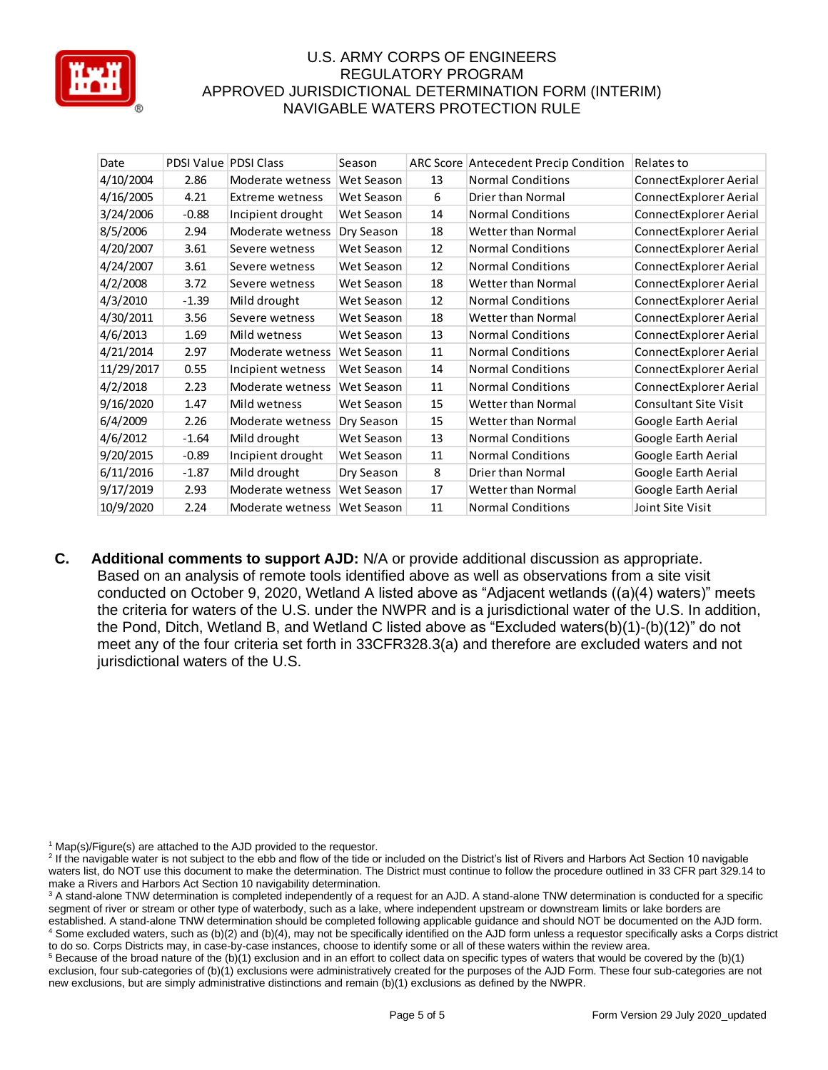| Date | PDSI Value | PDSI Class | Season | ARC Score | Antecedent Precip Condition | Relates to |
|---|---|---|---|---|---|---|
| 4/10/2004 | 2.86 | Moderate wetness | Wet Season | 13 | Normal Conditions | ConnectExplorer Aerial |
| 4/16/2005 | 4.21 | Extreme wetness | Wet Season | 6 | Drier than Normal | ConnectExplorer Aerial |
| 3/24/2006 | -0.88 | Incipient drought | Wet Season | 14 | Normal Conditions | ConnectExplorer Aerial |
| 8/5/2006 | 2.94 | Moderate wetness | Dry Season | 18 | Wetter than Normal | ConnectExplorer Aerial |
| 4/20/2007 | 3.61 | Severe wetness | Wet Season | 12 | Normal Conditions | ConnectExplorer Aerial |
| 4/24/2007 | 3.61 | Severe wetness | Wet Season | 12 | Normal Conditions | ConnectExplorer Aerial |
| 4/2/2008 | 3.72 | Severe wetness | Wet Season | 18 | Wetter than Normal | ConnectExplorer Aerial |
| 4/3/2010 | -1.39 | Mild drought | Wet Season | 12 | Normal Conditions | ConnectExplorer Aerial |
| 4/30/2011 | 3.56 | Severe wetness | Wet Season | 18 | Wetter than Normal | ConnectExplorer Aerial |
| 4/6/2013 | 1.69 | Mild wetness | Wet Season | 13 | Normal Conditions | ConnectExplorer Aerial |
| 4/21/2014 | 2.97 | Moderate wetness | Wet Season | 11 | Normal Conditions | ConnectExplorer Aerial |
| 11/29/2017 | 0.55 | Incipient wetness | Wet Season | 14 | Normal Conditions | ConnectExplorer Aerial |
| 4/2/2018 | 2.23 | Moderate wetness | Wet Season | 11 | Normal Conditions | ConnectExplorer Aerial |
| 9/16/2020 | 1.47 | Mild wetness | Wet Season | 15 | Wetter than Normal | Consultant Site Visit |
| 6/4/2009 | 2.26 | Moderate wetness | Dry Season | 15 | Wetter than Normal | Google Earth Aerial |
| 4/6/2012 | -1.64 | Mild drought | Wet Season | 13 | Normal Conditions | Google Earth Aerial |
| 9/20/2015 | -0.89 | Incipient drought | Wet Season | 11 | Normal Conditions | Google Earth Aerial |
| 6/11/2016 | -1.87 | Mild drought | Dry Season | 8 | Drier than Normal | Google Earth Aerial |
| 9/17/2019 | 2.93 | Moderate wetness | Wet Season | 17 | Wetter than Normal | Google Earth Aerial |
| 10/9/2020 | 2.24 | Moderate wetness | Wet Season | 11 | Normal Conditions | Joint Site Visit |

**C. Additional comments to support AJD:** N/A or provide additional discussion as appropriate.
Based on an analysis of remote tools identified above as well as observations from a site visit conducted on October 9, 2020, Wetland A listed above as "Adjacent wetlands ((a)(4) waters)" meets the criteria for waters of the U.S. under the NWPR and is a jurisdictional water of the U.S. In addition, the Pond, Ditch, Wetland B, and Wetland C listed above as "Excluded waters(b)(1)-(b)(12)" do not meet any of the four criteria set forth in 33CFR328.3(a) and therefore are excluded waters and not jurisdictional waters of the U.S.

[1] Map(s)/Figure(s) are attached to the AJD provided to the requestor.
[2] If the navigable water is not subject to the ebb and flow of the tide or included on the District's list of Rivers and Harbors Act Section 10 navigable waters list, do NOT use this document to make the determination. The District must continue to follow the procedure outlined in 33 CFR part 329.14 to make a Rivers and Harbors Act Section 10 navigability determination.
[3] A stand-alone TNW determination is completed independently of a request for an AJD. A stand-alone TNW determination is conducted for a specific segment of river or stream or other type of waterbody, such as a lake, where independent upstream or downstream limits or lake borders are established. A stand-alone TNW determination should be completed following applicable guidance and should NOT be documented on the AJD form.
[4] Some excluded waters, such as (b)(2) and (b)(4), may not be specifically identified on the AJD form unless a requestor specifically asks a Corps district to do so. Corps Districts may, in case-by-case instances, choose to identify some or all of these waters within the review area.
[5] Because of the broad nature of the (b)(1) exclusion and in an effort to collect data on specific types of waters that would be covered by the (b)(1) exclusion, four sub-categories of (b)(1) exclusions were administratively created for the purposes of the AJD Form. These four sub-categories are not new exclusions, but are simply administrative distinctions and remain (b)(1) exclusions as defined by the NWPR.